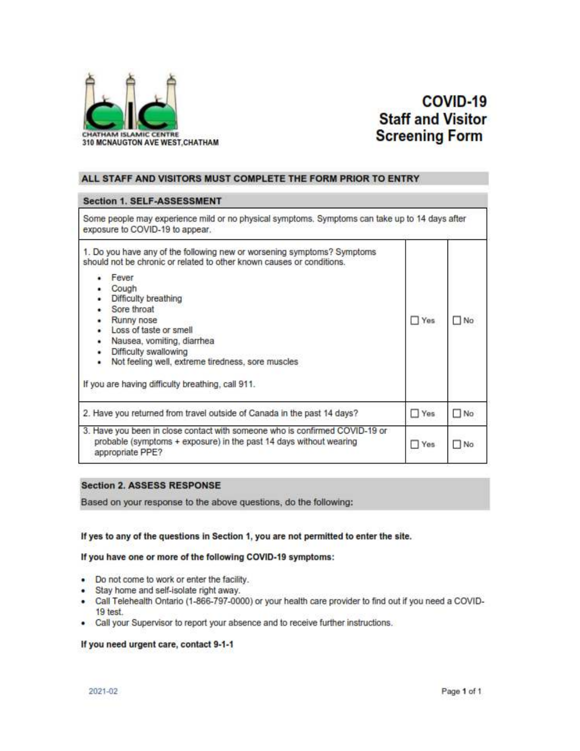CHATHAM ISLAMIC CENTRE
310 MCNAUGTON AVE WEST,CHATHAM

# COVID-19 Staff and Visitor Screening Form

## ALL STAFF AND VISITORS MUST COMPLETE THE FORM PRIOR TO ENTRY

## Section 1. SELF-ASSESSMENT

Some people may experience mild or no physical symptoms. Symptoms can take up to 14 days after exposure to COVID-19 to appear.

| Question | Yes | No |
|---|---|---|
| 1. Do you have any of the following new or worsening symptoms? Symptoms should not be chronic or related to other known causes or conditions.<br>• Fever<br>• Cough<br>• Difficulty breathing<br>• Sore throat<br>• Runny nose<br>• Loss of taste or smell<br>• Nausea, vomiting, diarrhea<br>• Difficulty swallowing<br>• Not feeling well, extreme tiredness, sore muscles<br><br>If you are having difficulty breathing, call 911. | ☐ Yes | ☐ No |
| 2. Have you returned from travel outside of Canada in the past 14 days? | ☐ Yes | ☐ No |
| 3. Have you been in close contact with someone who is confirmed COVID-19 or probable (symptoms + exposure) in the past 14 days without wearing appropriate PPE? | ☐ Yes | ☐ No |

## Section 2. ASSESS RESPONSE

Based on your response to the above questions, do the following:

**If yes to any of the questions in Section 1, you are not permitted to enter the site.**

**If you have one or more of the following COVID-19 symptoms:**

- Do not come to work or enter the facility.
- Stay home and self-isolate right away.
- Call Telehealth Ontario (1-866-797-0000) or your health care provider to find out if you need a COVID-19 test.
- Call your Supervisor to report your absence and to receive further instructions.

**If you need urgent care, contact 9-1-1**

2021-02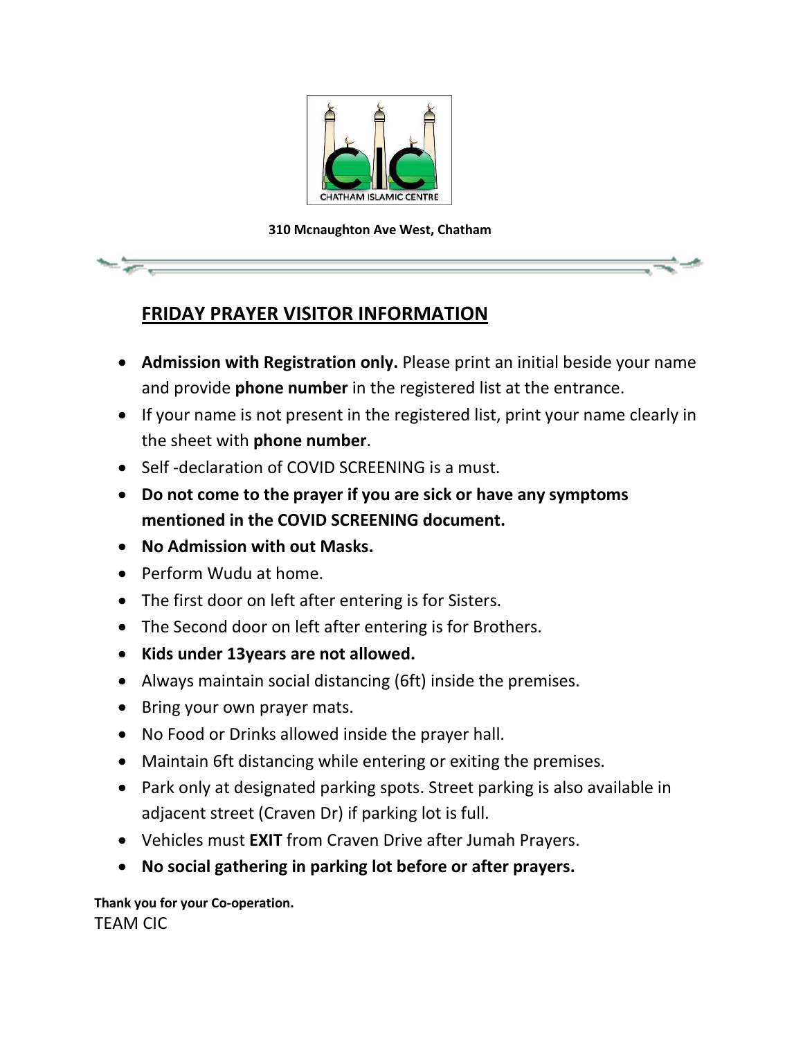CHATHAM ISLAMIC CENTRE

**310 Mcnaughton Ave West, Chatham**

## FRIDAY PRAYER VISITOR INFORMATION

- **Admission with Registration only.** Please print an initial beside your name and provide **phone number** in the registered list at the entrance.
- If your name is not present in the registered list, print your name clearly in the sheet with **phone number**.
- Self -declaration of COVID SCREENING is a must.
- **Do not come to the prayer if you are sick or have any symptoms mentioned in the COVID SCREENING document.**
- **No Admission with out Masks.**
- Perform Wudu at home.
- The first door on left after entering is for Sisters.
- The Second door on left after entering is for Brothers.
- **Kids under 13years are not allowed.**
- Always maintain social distancing (6ft) inside the premises.
- Bring your own prayer mats.
- No Food or Drinks allowed inside the prayer hall.
- Maintain 6ft distancing while entering or exiting the premises.
- Park only at designated parking spots. Street parking is also available in adjacent street (Craven Dr) if parking lot is full.
- Vehicles must **EXIT** from Craven Drive after Jumah Prayers.
- **No social gathering in parking lot before or after prayers.**

**Thank you for your Co-operation.**

TEAM CIC